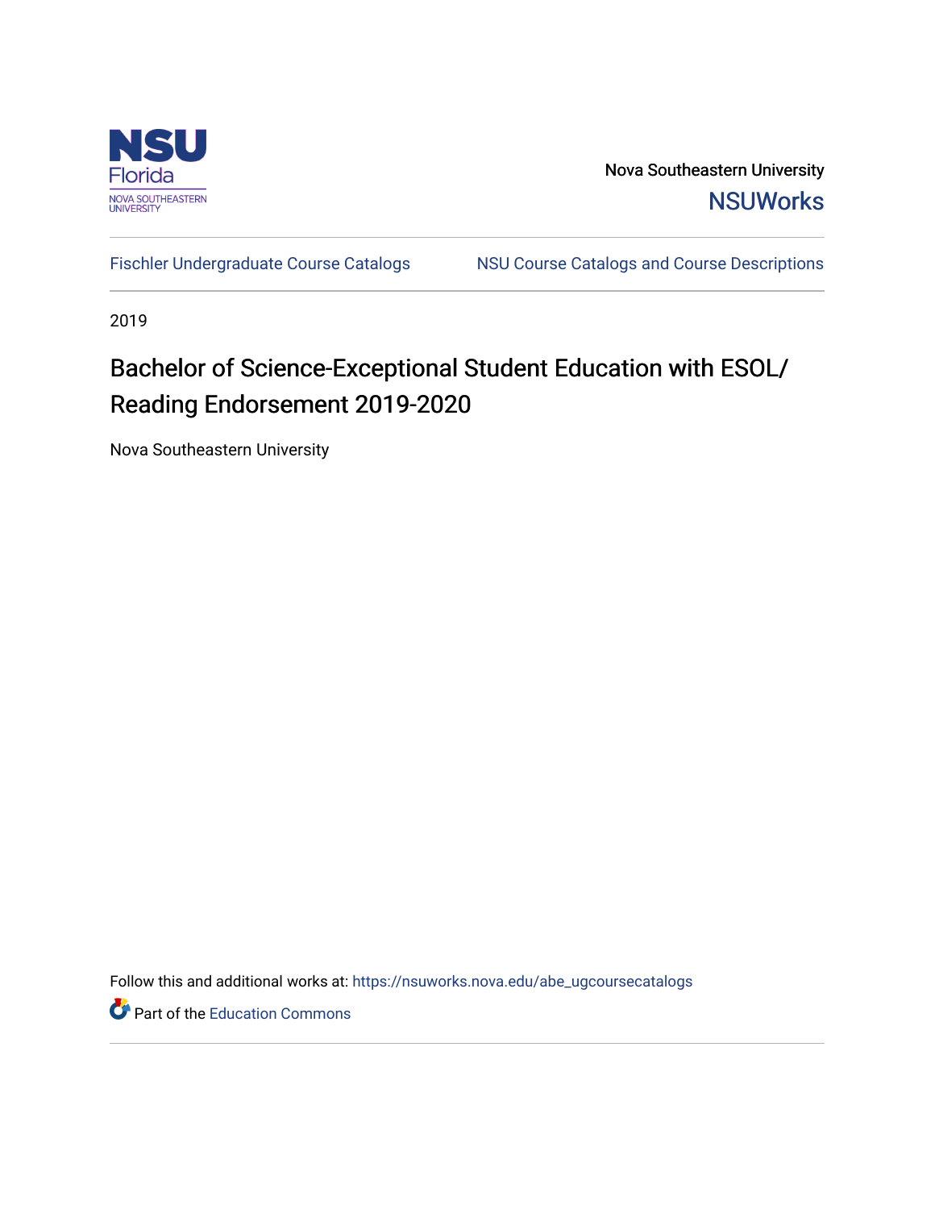Nova Southeastern University

NSUWorks

Fischler Undergraduate Course Catalogs

NSU Course Catalogs and Course Descriptions

2019

# Bachelor of Science-Exceptional Student Education with ESOL/Reading Endorsement 2019-2020

Nova Southeastern University

Follow this and additional works at: https://nsuworks.nova.edu/abe_ugcoursecatalogs

Part of the Education Commons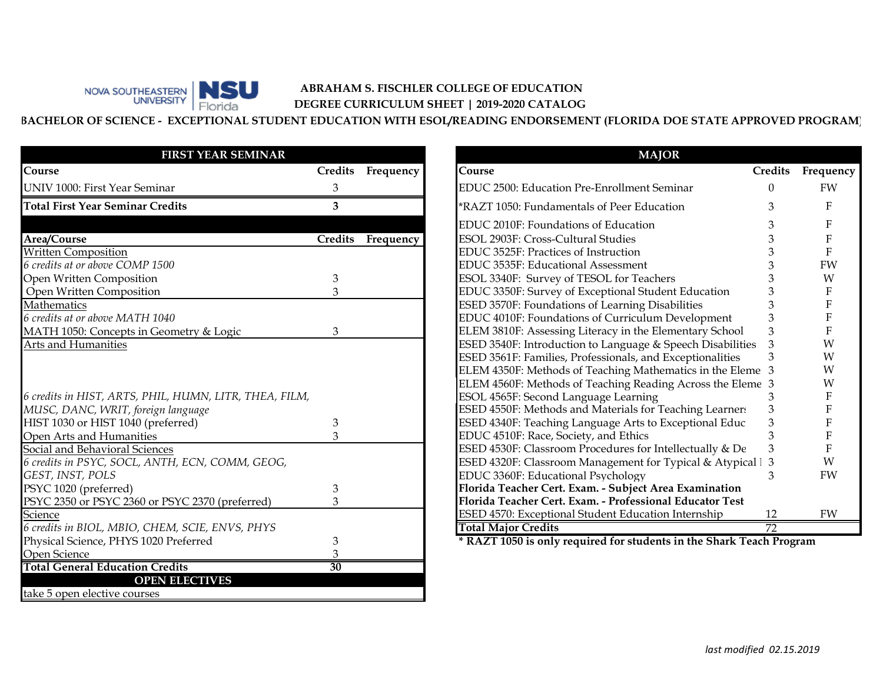NOVA SOUTHEASTERN UNIVERSITY | NSU Florida

**ABRAHAM S. FISCHLER COLLEGE OF EDUCATION**
**DEGREE CURRICULUM SHEET | 2019-2020 CATALOG**

## BACHELOR OF SCIENCE - EXCEPTIONAL STUDENT EDUCATION WITH ESOL/READING ENDORSEMENT (FLORIDA DOE STATE APPROVED PROGRAM)

### FIRST YEAR SEMINAR

| Course | Credits | Frequency |
|---|---|---|
| UNIV 1000: First Year Seminar | 3 | |
| **Total First Year Seminar Credits** | **3** | |

| Area/Course | Credits | Frequency |
|---|---|---|
| Written Composition | | |
| *6 credits at or above COMP 1500* | | |
| Open Written Composition | 3 | |
| Open Written Composition | 3 | |
| Mathematics | | |
| *6 credits at or above MATH 1040* | | |
| MATH 1050: Concepts in Geometry & Logic | 3 | |
| Arts and Humanities | | |
| *6 credits in HIST, ARTS, PHIL, HUMN, LITR, THEA, FILM, MUSC, DANC, WRIT, foreign language* | | |
| HIST 1030 or HIST 1040 (preferred) | 3 | |
| Open Arts and Humanities | 3 | |
| Social and Behavioral Sciences | | |
| *6 credits in PSYC, SOCL, ANTH, ECN, COMM, GEOG, GEST, INST, POLS* | | |
| PSYC 1020 (preferred) | 3 | |
| PSYC 2350 or PSYC 2360 or PSYC 2370 (preferred) | 3 | |
| Science | | |
| *6 credits in BIOL, MBIO, CHEM, SCIE, ENVS, PHYS* | | |
| Physical Science, PHYS 1020 Preferred | 3 | |
| Open Science | 3 | |
| **Total General Education Credits** | **30** | |

### OPEN ELECTIVES

take 5 open elective courses

### MAJOR

| Course | Credits | Frequency |
|---|---|---|
| EDUC 2500: Education Pre-Enrollment Seminar | 0 | FW |
| *RAZT 1050: Fundamentals of Peer Education | 3 | F |
| EDUC 2010F: Foundations of Education | 3 | F |
| ESOL 2903F: Cross-Cultural Studies | 3 | F |
| EDUC 3525F: Practices of Instruction | 3 | F |
| EDUC 3535F: Educational Assessment | 3 | FW |
| ESOL 3340F: Survey of TESOL for Teachers | 3 | W |
| EDUC 3350F: Survey of Exceptional Student Education | 3 | F |
| ESED 3570F: Foundations of Learning Disabilities | 3 | F |
| EDUC 4010F: Foundations of Curriculum Development | 3 | F |
| ELEM 3810F: Assessing Literacy in the Elementary School | 3 | F |
| ESED 3540F: Introduction to Language & Speech Disabilities | 3 | W |
| ESED 3561F: Families, Professionals, and Exceptionalities | 3 | W |
| ELEM 4350F: Methods of Teaching Mathematics in the Eleme | 3 | W |
| ELEM 4560F: Methods of Teaching Reading Across the Eleme | 3 | W |
| ESOL 4565F: Second Language Learning | 3 | F |
| ESED 4550F: Methods and Materials for Teaching Learners | 3 | F |
| ESED 4340F: Teaching Language Arts to Exceptional Educ | 3 | F |
| EDUC 4510F: Race, Society, and Ethics | 3 | F |
| ESED 4530F: Classroom Procedures for Intellectually & De | 3 | F |
| ESED 4320F: Classroom Management for Typical & Atypical I | 3 | W |
| EDUC 3360F: Educational Psychology | 3 | FW |
| **Florida Teacher Cert. Exam. - Subject Area Examination** | | |
| **Florida Teacher Cert. Exam. - Professional Educator Test** | | |
| ESED 4570: Exceptional Student Education Internship | 12 | FW |
| **Total Major Credits** | 72 | |

**\* RAZT 1050 is only required for students in the Shark Teach Program**

*last modified 02.15.2019*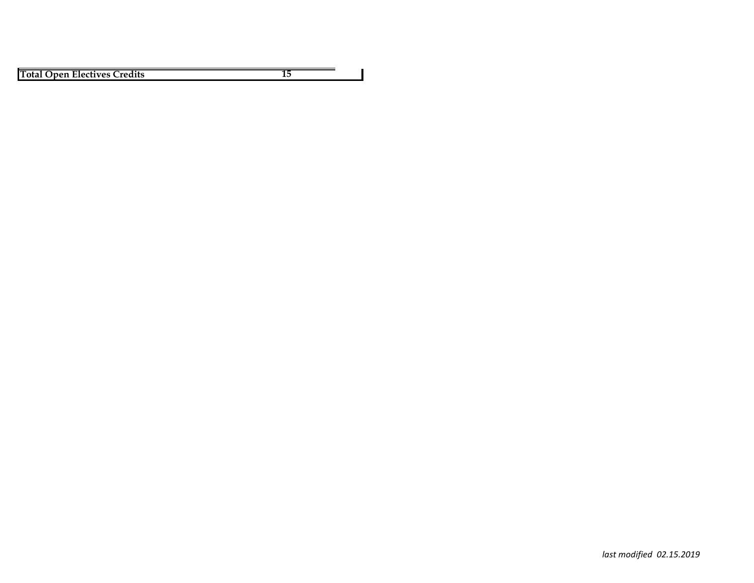| Total Open Electives Credits | 15 |
| --- | --- |

*last modified 02.15.2019*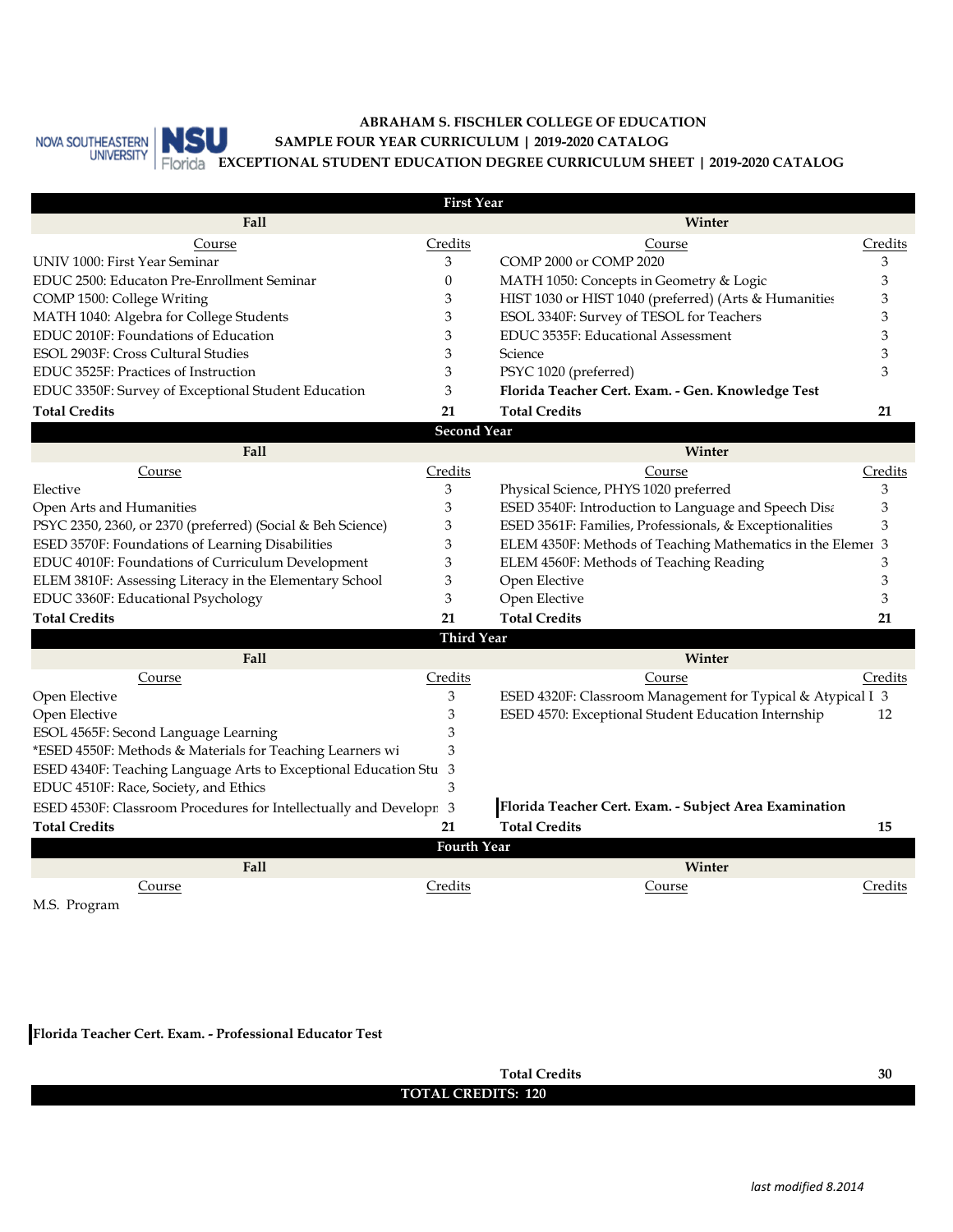NOVA SOUTHEASTERN UNIVERSITY | NSU Florida

**ABRAHAM S. FISCHLER COLLEGE OF EDUCATION**
**SAMPLE FOUR YEAR CURRICULUM | 2019-2020 CATALOG**
**EXCEPTIONAL STUDENT EDUCATION DEGREE CURRICULUM SHEET | 2019-2020 CATALOG**

| **First Year** | | | |
|---|---|---|---|
| **Fall** | | **Winter** | |
| Course | Credits | Course | Credits |
| UNIV 1000: First Year Seminar | 3 | COMP 2000 or COMP 2020 | 3 |
| EDUC 2500: Educaton Pre-Enrollment Seminar | 0 | MATH 1050: Concepts in Geometry & Logic | 3 |
| COMP 1500: College Writing | 3 | HIST 1030 or HIST 1040 (preferred) (Arts & Humanities | 3 |
| MATH 1040: Algebra for College Students | 3 | ESOL 3340F: Survey of TESOL for Teachers | 3 |
| EDUC 2010F: Foundations of Education | 3 | EDUC 3535F: Educational Assessment | 3 |
| ESOL 2903F: Cross Cultural Studies | 3 | Science | 3 |
| EDUC 3525F: Practices of Instruction | 3 | PSYC 1020 (preferred) | 3 |
| EDUC 3350F: Survey of Exceptional Student Education | 3 | **Florida Teacher Cert. Exam. - Gen. Knowledge Test** | |
| **Total Credits** | **21** | **Total Credits** | **21** |

| **Second Year** | | | |
|---|---|---|---|
| **Fall** | | **Winter** | |
| Course | Credits | Course | Credits |
| Elective | 3 | Physical Science, PHYS 1020 preferred | 3 |
| Open Arts and Humanities | 3 | ESED 3540F: Introduction to Language and Speech Disa | 3 |
| PSYC 2350, 2360, or 2370 (preferred) (Social & Beh Science) | 3 | ESED 3561F: Families, Professionals, & Exceptionalities | 3 |
| ESED 3570F: Foundations of Learning Disabilities | 3 | ELEM 4350F: Methods of Teaching Mathematics in the Elemer | 3 |
| EDUC 4010F: Foundations of Curriculum Development | 3 | ELEM 4560F: Methods of Teaching Reading | 3 |
| ELEM 3810F: Assessing Literacy in the Elementary School | 3 | Open Elective | 3 |
| EDUC 3360F: Educational Psychology | 3 | Open Elective | 3 |
| **Total Credits** | **21** | **Total Credits** | **21** |

| **Third Year** | | | |
|---|---|---|---|
| **Fall** | | **Winter** | |
| Course | Credits | Course | Credits |
| Open Elective | 3 | ESED 4320F: Classroom Management for Typical & Atypical I | 3 |
| Open Elective | 3 | ESED 4570: Exceptional Student Education Internship | 12 |
| ESOL 4565F: Second Language Learning | 3 | | |
| *ESED 4550F: Methods & Materials for Teaching Learners wi | 3 | | |
| ESED 4340F: Teaching Language Arts to Exceptional Education Stu | 3 | | |
| EDUC 4510F: Race, Society, and Ethics | 3 | | |
| ESED 4530F: Classroom Procedures for Intellectually and Developn | 3 | **Florida Teacher Cert. Exam. - Subject Area Examination** | |
| **Total Credits** | **21** | **Total Credits** | **15** |

| **Fourth Year** | | | |
|---|---|---|---|
| **Fall** | | **Winter** | |
| Course | Credits | Course | Credits |
| M.S. Program | | | |
| **Florida Teacher Cert. Exam. - Professional Educator Test** | | | |
| | | **Total Credits** | **30** |

**TOTAL CREDITS: 120**

*last modified 8.2014*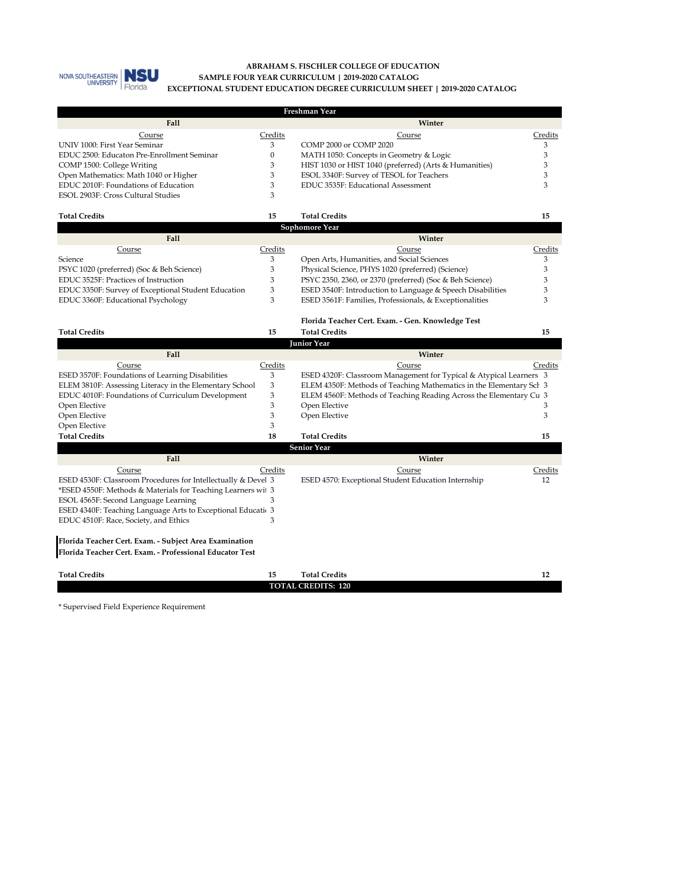NOVA SOUTHEASTERN UNIVERSITY | NSU Florida

**ABRAHAM S. FISCHLER COLLEGE OF EDUCATION**
**SAMPLE FOUR YEAR CURRICULUM | 2019-2020 CATALOG**
**EXCEPTIONAL STUDENT EDUCATION DEGREE CURRICULUM SHEET | 2019-2020 CATALOG**

## Freshman Year

| Fall Course | Credits | Winter Course | Credits |
|---|---|---|---|
| UNIV 1000: First Year Seminar | 3 | COMP 2000 or COMP 2020 | 3 |
| EDUC 2500: Educaton Pre-Enrollment Seminar | 0 | MATH 1050: Concepts in Geometry & Logic | 3 |
| COMP 1500: College Writing | 3 | HIST 1030 or HIST 1040 (preferred) (Arts & Humanities) | 3 |
| Open Mathematics: Math 1040 or Higher | 3 | ESOL 3340F: Survey of TESOL for Teachers | 3 |
| EDUC 2010F: Foundations of Education | 3 | EDUC 3535F: Educational Assessment | 3 |
| ESOL 2903F: Cross Cultural Studies | 3 | | |
| **Total Credits** | **15** | **Total Credits** | **15** |

## Sophomore Year

| Fall Course | Credits | Winter Course | Credits |
|---|---|---|---|
| Science | 3 | Open Arts, Humanities, and Social Sciences | 3 |
| PSYC 1020 (preferred) (Soc & Beh Science) | 3 | Physical Science, PHYS 1020 (preferred) (Science) | 3 |
| EDUC 3525F: Practices of Instruction | 3 | PSYC 2350, 2360, or 2370 (preferred) (Soc & Beh Science) | 3 |
| EDUC 3350F: Survey of Exceptional Student Education | 3 | ESED 3540F: Introduction to Language & Speech Disabilities | 3 |
| EDUC 3360F: Educational Psychology | 3 | ESED 3561F: Families, Professionals, & Exceptionalities | 3 |
| | | **Florida Teacher Cert. Exam. - Gen. Knowledge Test** | |
| **Total Credits** | **15** | **Total Credits** | **15** |

## Junior Year

| Fall Course | Credits | Winter Course | Credits |
|---|---|---|---|
| ESED 3570F: Foundations of Learning Disabilities | 3 | ESED 4320F: Classroom Management for Typical & Atypical Learners | 3 |
| ELEM 3810F: Assessing Literacy in the Elementary School | 3 | ELEM 4350F: Methods of Teaching Mathematics in the Elementary Sch | 3 |
| EDUC 4010F: Foundations of Curriculum Development | 3 | ELEM 4560F: Methods of Teaching Reading Across the Elementary Cu | 3 |
| Open Elective | 3 | Open Elective | 3 |
| Open Elective | 3 | Open Elective | 3 |
| Open Elective | 3 | | |
| **Total Credits** | **18** | **Total Credits** | **15** |

## Senior Year

| Fall Course | Credits | Winter Course | Credits |
|---|---|---|---|
| ESED 4530F: Classroom Procedures for Intellectually & Devel | 3 | ESED 4570: Exceptional Student Education Internship | 12 |
| *ESED 4550F: Methods & Materials for Teaching Learners wi | 3 | | |
| ESOL 4565F: Second Language Learning | 3 | | |
| ESED 4340F: Teaching Language Arts to Exceptional Educati | 3 | | |
| EDUC 4510F: Race, Society, and Ethics | 3 | | |
| **Florida Teacher Cert. Exam. - Subject Area Examination** | | | |
| **Florida Teacher Cert. Exam. - Professional Educator Test** | | | |
| **Total Credits** | **15** | **Total Credits** | **12** |

**TOTAL CREDITS: 120**

* Supervised Field Experience Requirement